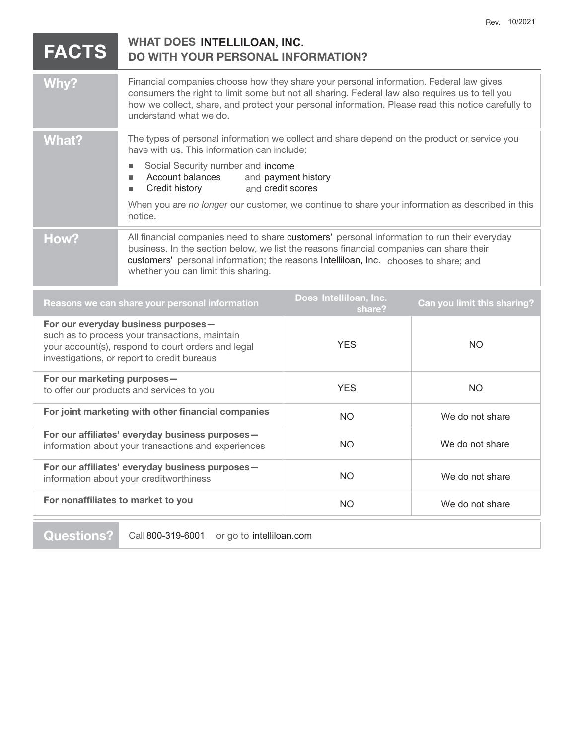Rev. 10/2021

# FACTS — WHAT DOES INTELLILOAN, INC. DO WITH YOUR PERSONAL INFORMATION?

## Why?

Financial companies choose how they share your personal information. Federal law gives consumers the right to limit some but not all sharing. Federal law also requires us to tell you how we collect, share, and protect your personal information. Please read this notice carefully to understand what we do.

## What?

The types of personal information we collect and share depend on the product or service you have with us. This information can include:

- Social Security number and income
- Account balances and payment history
- Credit history and credit scores

When you are *no longer* our customer, we continue to share your information as described in this notice.

## How?

All financial companies need to share customers' personal information to run their everyday business. In the section below, we list the reasons financial companies can share their customers' personal information; the reasons Intelliloan, Inc. chooses to share; and whether you can limit this sharing.

| Reasons we can share your personal information | Does Intelliloan, Inc. share? | Can you limit this sharing? |
|---|---|---|
| **For our everyday business purposes—** such as to process your transactions, maintain your account(s), respond to court orders and legal investigations, or report to credit bureaus | YES | NO |
| **For our marketing purposes—** to offer our products and services to you | YES | NO |
| **For joint marketing with other financial companies** | NO | We do not share |
| **For our affiliates' everyday business purposes—** information about your transactions and experiences | NO | We do not share |
| **For our affiliates' everyday business purposes—** information about your creditworthiness | NO | We do not share |
| **For nonaffiliates to market to you** | NO | We do not share |

## Questions?

Call 800-319-6001 or go to intelliloan.com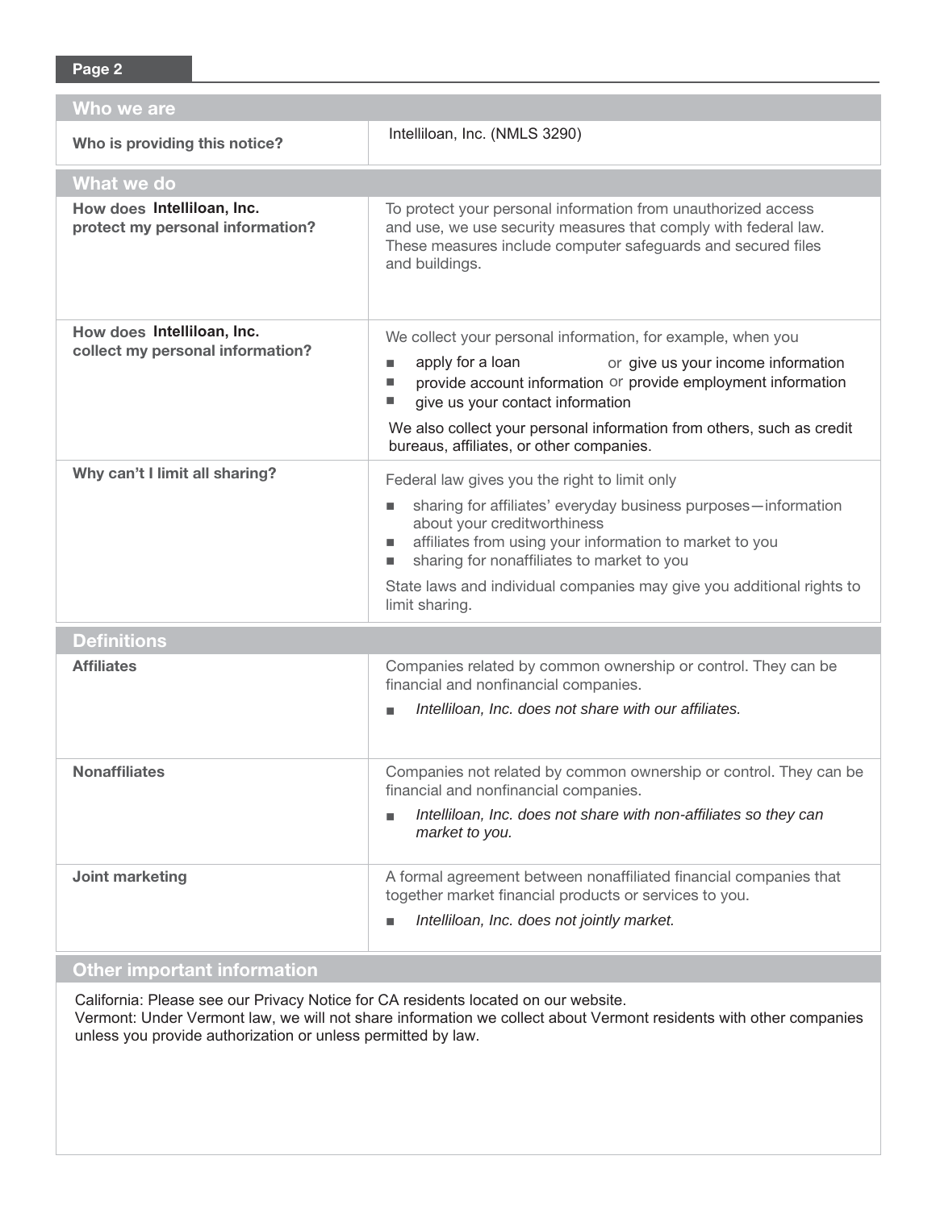| Who we are | |
|---|---|
| **Who is providing this notice?** | Intelliloan, Inc. (NMLS 3290) |

| What we do | |
|---|---|
| **How does Intelliloan, Inc. protect my personal information?** | To protect your personal information from unauthorized access and use, we use security measures that comply with federal law. These measures include computer safeguards and secured files and buildings. |
| **How does Intelliloan, Inc. collect my personal information?** | We collect your personal information, for example, when you<br>■ apply for a loan or give us your income information<br>■ provide account information or provide employment information<br>■ give us your contact information<br><br>We also collect your personal information from others, such as credit bureaus, affiliates, or other companies. |
| **Why can't I limit all sharing?** | Federal law gives you the right to limit only<br>■ sharing for affiliates' everyday business purposes—information about your creditworthiness<br>■ affiliates from using your information to market to you<br>■ sharing for nonaffiliates to market to you<br><br>State laws and individual companies may give you additional rights to limit sharing. |

| Definitions | |
|---|---|
| **Affiliates** | Companies related by common ownership or control. They can be financial and nonfinancial companies.<br>■ *Intelliloan, Inc. does not share with our affiliates.* |
| **Nonaffiliates** | Companies not related by common ownership or control. They can be financial and nonfinancial companies.<br>■ *Intelliloan, Inc. does not share with non-affiliates so they can market to you.* |
| **Joint marketing** | A formal agreement between nonaffiliated financial companies that together market financial products or services to you.<br>■ *Intelliloan, Inc. does not jointly market.* |

## Other important information

California: Please see our Privacy Notice for CA residents located on our website.
Vermont: Under Vermont law, we will not share information we collect about Vermont residents with other companies unless you provide authorization or unless permitted by law.